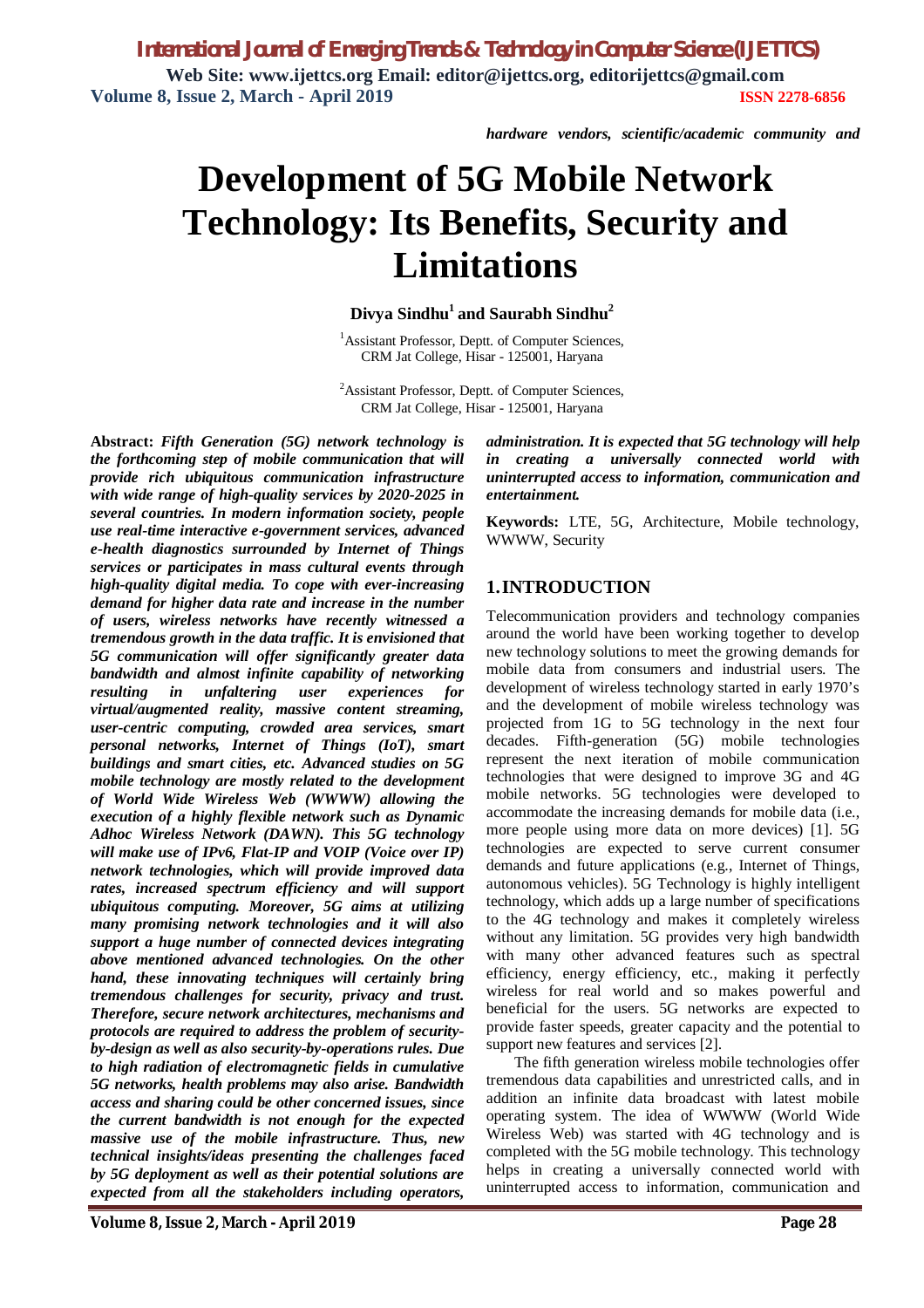# Development of 5G Mobile Network Technology: Its Benefits, Security and Limitations

**Divya Sindhu[1] and Saurabh Sindhu[2]**

[1]Assistant Professor, Deptt. of Computer Sciences, CRM Jat College, Hisar - 125001, Haryana

[2]Assistant Professor, Deptt. of Computer Sciences, CRM Jat College, Hisar - 125001, Haryana

**Abstract:** ***Fifth Generation (5G) network technology is the forthcoming step of mobile communication that will provide rich ubiquitous communication infrastructure with wide range of high-quality services by 2020-2025 in several countries. In modern information society, people use real-time interactive e-government services, advanced e-health diagnostics surrounded by Internet of Things services or participates in mass cultural events through high-quality digital media. To cope with ever-increasing demand for higher data rate and increase in the number of users, wireless networks have recently witnessed a tremendous growth in the data traffic. It is envisioned that 5G communication will offer significantly greater data bandwidth and almost infinite capability of networking resulting in unfaltering user experiences for virtual/augmented reality, massive content streaming, user-centric computing, crowded area services, smart personal networks, Internet of Things (IoT), smart buildings and smart cities, etc. Advanced studies on 5G mobile technology are mostly related to the development of World Wide Wireless Web (WWWW) allowing the execution of a highly flexible network such as Dynamic Adhoc Wireless Network (DAWN). This 5G technology will make use of IPv6, Flat-IP and VOIP (Voice over IP) network technologies, which will provide improved data rates, increased spectrum efficiency and will support ubiquitous computing. Moreover, 5G aims at utilizing many promising network technologies and it will also support a huge number of connected devices integrating above mentioned advanced technologies. On the other hand, these innovating techniques will certainly bring tremendous challenges for security, privacy and trust. Therefore, secure network architectures, mechanisms and protocols are required to address the problem of security-by-design as well as also security-by-operations rules. Due to high radiation of electromagnetic fields in cumulative 5G networks, health problems may also arise. Bandwidth access and sharing could be other concerned issues, since the current bandwidth is not enough for the expected massive use of the mobile infrastructure. Thus, new technical insights/ideas presenting the challenges faced by 5G deployment as well as their potential solutions are expected from all the stakeholders including operators, hardware vendors, scientific/academic community and administration. It is expected that 5G technology will help in creating a universally connected world with uninterrupted access to information, communication and entertainment.***

**Keywords:** LTE, 5G, Architecture, Mobile technology, WWWW, Security

## 1. INTRODUCTION

Telecommunication providers and technology companies around the world have been working together to develop new technology solutions to meet the growing demands for mobile data from consumers and industrial users. The development of wireless technology started in early 1970's and the development of mobile wireless technology was projected from 1G to 5G technology in the next four decades. Fifth-generation (5G) mobile technologies represent the next iteration of mobile communication technologies that were designed to improve 3G and 4G mobile networks. 5G technologies were developed to accommodate the increasing demands for mobile data (i.e., more people using more data on more devices) [1]. 5G technologies are expected to serve current consumer demands and future applications (e.g., Internet of Things, autonomous vehicles). 5G Technology is highly intelligent technology, which adds up a large number of specifications to the 4G technology and makes it completely wireless without any limitation. 5G provides very high bandwidth with many other advanced features such as spectral efficiency, energy efficiency, etc., making it perfectly wireless for real world and so makes powerful and beneficial for the users. 5G networks are expected to provide faster speeds, greater capacity and the potential to support new features and services [2].

The fifth generation wireless mobile technologies offer tremendous data capabilities and unrestricted calls, and in addition an infinite data broadcast with latest mobile operating system. The idea of WWWW (World Wide Wireless Web) was started with 4G technology and is completed with the 5G mobile technology. This technology helps in creating a universally connected world with uninterrupted access to information, communication and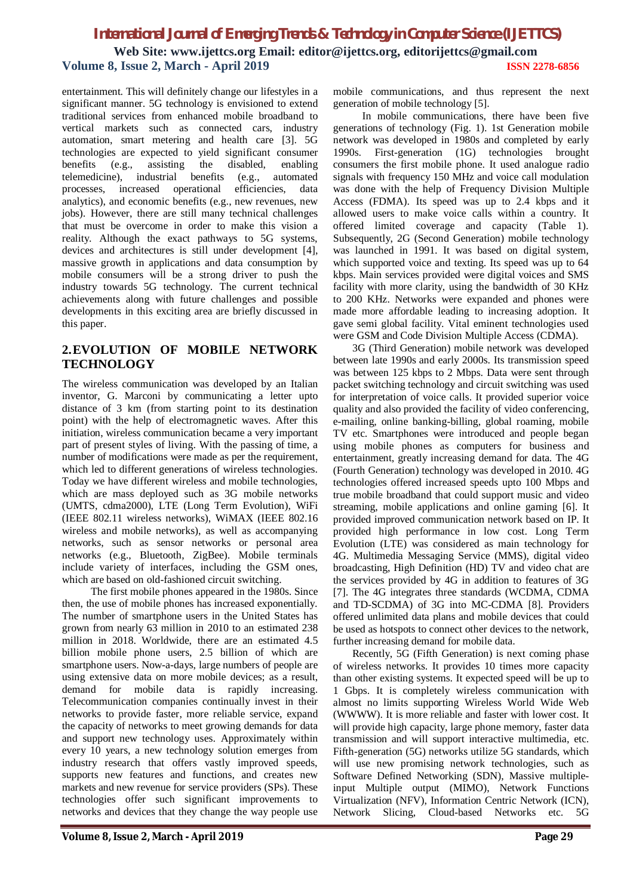entertainment. This will definitely change our lifestyles in a significant manner. 5G technology is envisioned to extend traditional services from enhanced mobile broadband to vertical markets such as connected cars, industry automation, smart metering and health care [3]. 5G technologies are expected to yield significant consumer benefits (e.g., assisting the disabled, enabling telemedicine), industrial benefits (e.g., automated processes, increased operational efficiencies, data analytics), and economic benefits (e.g., new revenues, new jobs). However, there are still many technical challenges that must be overcome in order to make this vision a reality. Although the exact pathways to 5G systems, devices and architectures is still under development [4], massive growth in applications and data consumption by mobile consumers will be a strong driver to push the industry towards 5G technology. The current technical achievements along with future challenges and possible developments in this exciting area are briefly discussed in this paper.

## 2. EVOLUTION OF MOBILE NETWORK TECHNOLOGY

The wireless communication was developed by an Italian inventor, G. Marconi by communicating a letter upto distance of 3 km (from starting point to its destination point) with the help of electromagnetic waves. After this initiation, wireless communication became a very important part of present styles of living. With the passing of time, a number of modifications were made as per the requirement, which led to different generations of wireless technologies. Today we have different wireless and mobile technologies, which are mass deployed such as 3G mobile networks (UMTS, cdma2000), LTE (Long Term Evolution), WiFi (IEEE 802.11 wireless networks), WiMAX (IEEE 802.16 wireless and mobile networks), as well as accompanying networks, such as sensor networks or personal area networks (e.g., Bluetooth, ZigBee). Mobile terminals include variety of interfaces, including the GSM ones, which are based on old-fashioned circuit switching.

The first mobile phones appeared in the 1980s. Since then, the use of mobile phones has increased exponentially. The number of smartphone users in the United States has grown from nearly 63 million in 2010 to an estimated 238 million in 2018. Worldwide, there are an estimated 4.5 billion mobile phone users, 2.5 billion of which are smartphone users. Now-a-days, large numbers of people are using extensive data on more mobile devices; as a result, demand for mobile data is rapidly increasing. Telecommunication companies continually invest in their networks to provide faster, more reliable service, expand the capacity of networks to meet growing demands for data and support new technology uses. Approximately within every 10 years, a new technology solution emerges from industry research that offers vastly improved speeds, supports new features and functions, and creates new markets and new revenue for service providers (SPs). These technologies offer such significant improvements to networks and devices that they change the way people use mobile communications, and thus represent the next generation of mobile technology [5].

In mobile communications, there have been five generations of technology (Fig. 1). 1st Generation mobile network was developed in 1980s and completed by early 1990s. First-generation (1G) technologies brought consumers the first mobile phone. It used analogue radio signals with frequency 150 MHz and voice call modulation was done with the help of Frequency Division Multiple Access (FDMA). Its speed was up to 2.4 kbps and it allowed users to make voice calls within a country. It offered limited coverage and capacity (Table 1). Subsequently, 2G (Second Generation) mobile technology was launched in 1991. It was based on digital system, which supported voice and texting. Its speed was up to 64 kbps. Main services provided were digital voices and SMS facility with more clarity, using the bandwidth of 30 KHz to 200 KHz. Networks were expanded and phones were made more affordable leading to increasing adoption. It gave semi global facility. Vital eminent technologies used were GSM and Code Division Multiple Access (CDMA).

3G (Third Generation) mobile network was developed between late 1990s and early 2000s. Its transmission speed was between 125 kbps to 2 Mbps. Data were sent through packet switching technology and circuit switching was used for interpretation of voice calls. It provided superior voice quality and also provided the facility of video conferencing, e-mailing, online banking-billing, global roaming, mobile TV etc. Smartphones were introduced and people began using mobile phones as computers for business and entertainment, greatly increasing demand for data. The 4G (Fourth Generation) technology was developed in 2010. 4G technologies offered increased speeds upto 100 Mbps and true mobile broadband that could support music and video streaming, mobile applications and online gaming [6]. It provided improved communication network based on IP. It provided high performance in low cost. Long Term Evolution (LTE) was considered as main technology for 4G. Multimedia Messaging Service (MMS), digital video broadcasting, High Definition (HD) TV and video chat are the services provided by 4G in addition to features of 3G [7]. The 4G integrates three standards (WCDMA, CDMA and TD-SCDMA) of 3G into MC-CDMA [8]. Providers offered unlimited data plans and mobile devices that could be used as hotspots to connect other devices to the network, further increasing demand for mobile data.

Recently, 5G (Fifth Generation) is next coming phase of wireless networks. It provides 10 times more capacity than other existing systems. It expected speed will be up to 1 Gbps. It is completely wireless communication with almost no limits supporting Wireless World Wide Web (WWWW). It is more reliable and faster with lower cost. It will provide high capacity, large phone memory, faster data transmission and will support interactive multimedia, etc. Fifth-generation (5G) networks utilize 5G standards, which will use new promising network technologies, such as Software Defined Networking (SDN), Massive multiple-input Multiple output (MIMO), Network Functions Virtualization (NFV), Information Centric Network (ICN), Network Slicing, Cloud-based Networks etc. 5G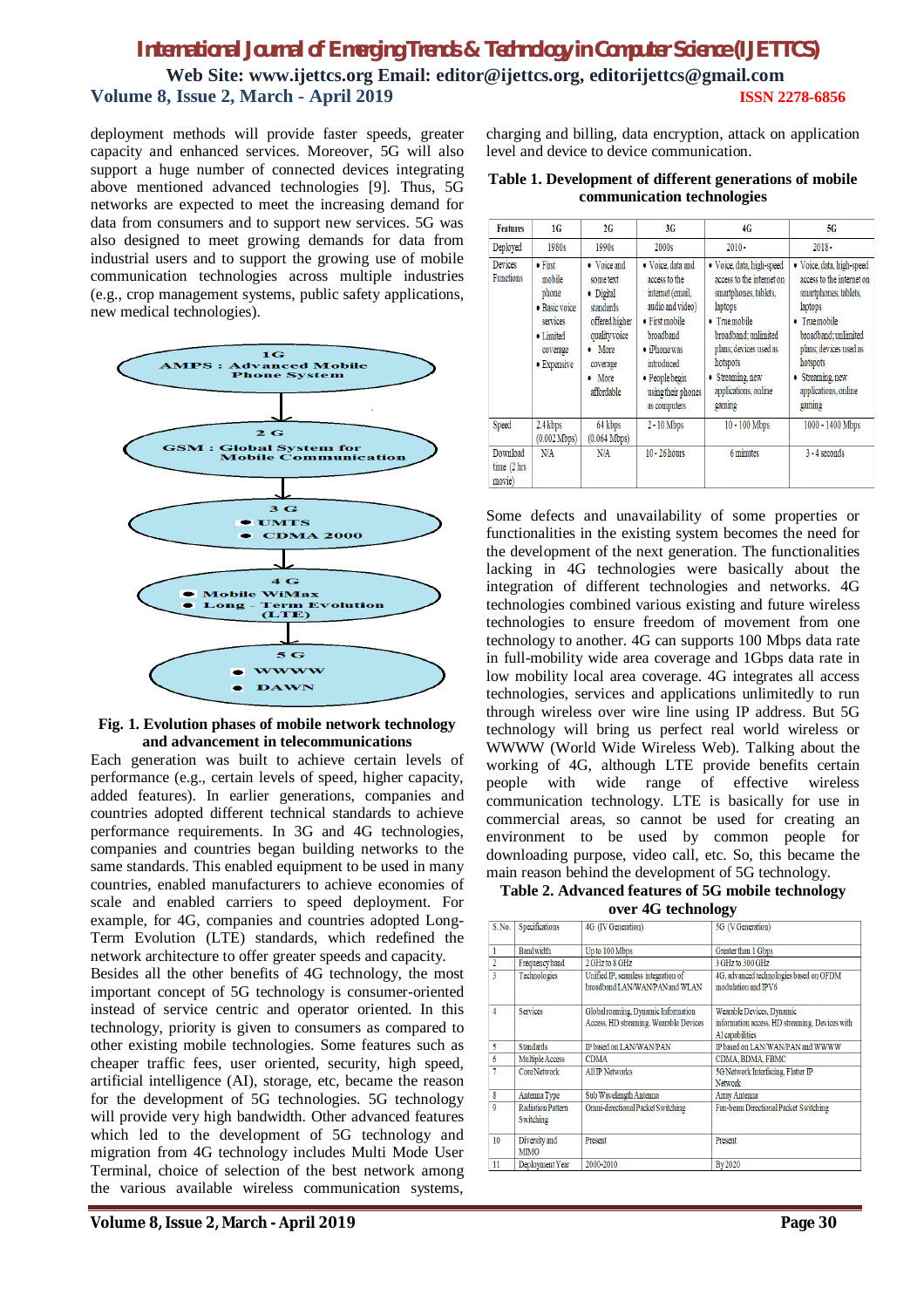deployment methods will provide faster speeds, greater capacity and enhanced services. Moreover, 5G will also support a huge number of connected devices integrating above mentioned advanced technologies [9]. Thus, 5G networks are expected to meet the increasing demand for data from consumers and to support new services. 5G was also designed to meet growing demands for data from industrial users and to support the growing use of mobile communication technologies across multiple industries (e.g., crop management systems, public safety applications, new medical technologies).

1G
AMPS : Advanced Mobile Phone System

2 G
GSM : Global System for Mobile Communication

3 G
• UMTS
• CDMA 2000

4 G
• Mobile WiMax
• Long – Term Evolution (LTE)

5 G
• WWWW
• DAWN

**Fig. 1. Evolution phases of mobile network technology and advancement in telecommunications**

Each generation was built to achieve certain levels of performance (e.g., certain levels of speed, higher capacity, added features). In earlier generations, companies and countries adopted different technical standards to achieve performance requirements. In 3G and 4G technologies, companies and countries began building networks to the same standards. This enabled equipment to be used in many countries, enabled manufacturers to achieve economies of scale and enabled carriers to speed deployment. For example, for 4G, companies and countries adopted Long-Term Evolution (LTE) standards, which redefined the network architecture to offer greater speeds and capacity.

Besides all the other benefits of 4G technology, the most important concept of 5G technology is consumer-oriented instead of service centric and operator oriented. In this technology, priority is given to consumers as compared to other existing mobile technologies. Some features such as cheaper traffic fees, user oriented, security, high speed, artificial intelligence (AI), storage, etc, became the reason for the development of 5G technologies. 5G technology will provide very high bandwidth. Other advanced features which led to the development of 5G technology and migration from 4G technology includes Multi Mode User Terminal, choice of selection of the best network among the various available wireless communication systems, charging and billing, data encryption, attack on application level and device to device communication.

**Table 1. Development of different generations of mobile communication technologies**

| Features | 1G | 2G | 3G | 4G | 5G |
|---|---|---|---|---|---|
| Deployed | 1980s | 1990s | 2000s | 2010- | 2018- |
| Devices Functions | • First mobile phone • Basic voice services • Limited coverage • Expensive | • Voice and some text • Digital standards offered higher quality voice • More coverage • More affordable | • Voice, data and access to the internet (email, audio and video) • First mobile broadband • iPhone was introduced • People begin using their phones as computers | • Voice, data, high-speed access to the internet on smartphones, tablets, laptops • True mobile broadband; unlimited plans; devices used as hotspots • Streaming, new applications, online gaming | • Voice, data, high-speed access to the internet on smartphones, tablets, laptops • True mobile broadband; unlimited plans; devices used as hotspots • Streaming, new applications, online gaming |
| Speed | 2.4 kbps (0.002 Mbps) | 64 kbps (0.064 Mbps) | 2 - 10 Mbps | 10 - 100 Mbps | 1000 - 1400 Mbps |
| Download time (2 hrs movie) | N/A | N/A | 10 - 26 hours | 6 minutes | 3 - 4 seconds |

Some defects and unavailability of some properties or functionalities in the existing system becomes the need for the development of the next generation. The functionalities lacking in 4G technologies were basically about the integration of different technologies and networks. 4G technologies combined various existing and future wireless technologies to ensure freedom of movement from one technology to another. 4G can supports 100 Mbps data rate in full-mobility wide area coverage and 1Gbps data rate in low mobility local area coverage. 4G integrates all access technologies, services and applications unlimitedly to run through wireless over wire line using IP address. But 5G technology will bring us perfect real world wireless or WWWW (World Wide Wireless Web). Talking about the working of 4G, although LTE provide benefits certain people with wide range of effective wireless communication technology. LTE is basically for use in commercial areas, so cannot be used for creating an environment to be used by common people for downloading purpose, video call, etc. So, this became the main reason behind the development of 5G technology.

**Table 2. Advanced features of 5G mobile technology over 4G technology**

| S.No. | Specifications | 4G (IV Generation) | 5G (V Generation) |
|---|---|---|---|
| 1 | Bandwidth | Up to 100 Mbps | Greater than 1 Gbps |
| 2 | Frequency band | 2 GHz to 8 GHz | 3 GHz to 300 GHz |
| 3 | Technologies | Unified IP, seamless integration of broadband LAN/WAN/PAN and WLAN | 4G, advanced technologies based on OFDM modulation and IPV6 |
| 4 | Services | Global roaming, Dynamic Information Access, HD streaming, Wearable Devices | Wearable Devices, Dynamic information access, HD streaming, Devices with AI capabilities |
| 5 | Standards | IP based on LAN/WAN/PAN | IP based on LAN/WAN/PAN and WWWW |
| 6 | Multiple Access | CDMA | CDMA, BDMA, FBMC |
| 7 | Core Network | All IP Networks | 5G Network Interfacing, Flatter IP Network |
| 8 | Antenna Type | Sub Wavelength Antenna | Array Antenna |
| 9 | Radiation Pattern Switching | Omni-directional Packet Switching | Fan-beam Directional Packet Switching |
| 10 | Diversity and MIMO | Present | Present |
| 11 | Deployment Year | 2000-2010 | By 2020 |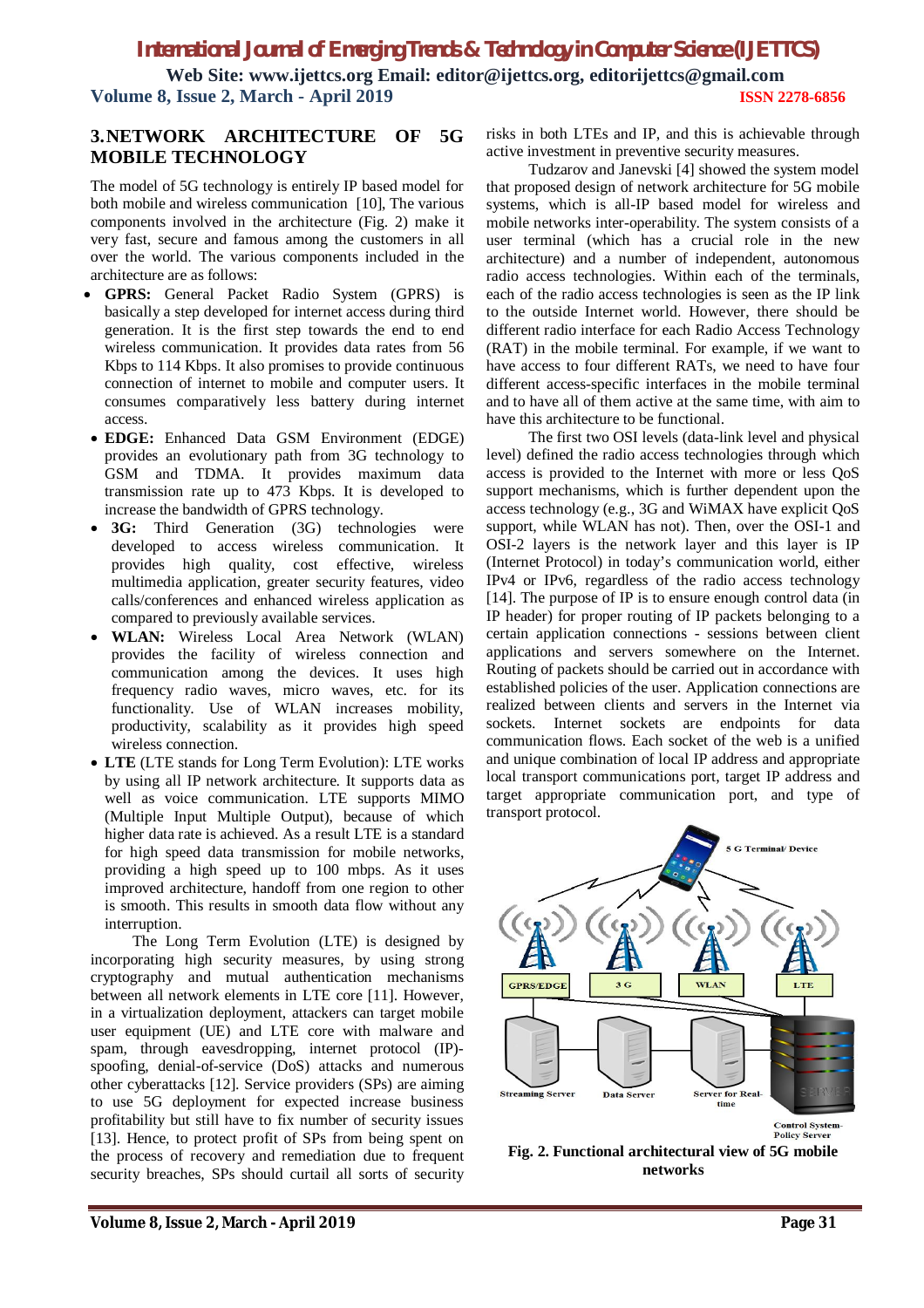## 3. NETWORK ARCHITECTURE OF 5G MOBILE TECHNOLOGY

The model of 5G technology is entirely IP based model for both mobile and wireless communication [10], The various components involved in the architecture (Fig. 2) make it very fast, secure and famous among the customers in all over the world. The various components included in the architecture are as follows:

- **GPRS:** General Packet Radio System (GPRS) is basically a step developed for internet access during third generation. It is the first step towards the end to end wireless communication. It provides data rates from 56 Kbps to 114 Kbps. It also promises to provide continuous connection of internet to mobile and computer users. It consumes comparatively less battery during internet access.
- **EDGE:** Enhanced Data GSM Environment (EDGE) provides an evolutionary path from 3G technology to GSM and TDMA. It provides maximum data transmission rate up to 473 Kbps. It is developed to increase the bandwidth of GPRS technology.
- **3G:** Third Generation (3G) technologies were developed to access wireless communication. It provides high quality, cost effective, wireless multimedia application, greater security features, video calls/conferences and enhanced wireless application as compared to previously available services.
- **WLAN:** Wireless Local Area Network (WLAN) provides the facility of wireless connection and communication among the devices. It uses high frequency radio waves, micro waves, etc. for its functionality. Use of WLAN increases mobility, productivity, scalability as it provides high speed wireless connection.
- **LTE** (LTE stands for Long Term Evolution): LTE works by using all IP network architecture. It supports data as well as voice communication. LTE supports MIMO (Multiple Input Multiple Output), because of which higher data rate is achieved. As a result LTE is a standard for high speed data transmission for mobile networks, providing a high speed up to 100 mbps. As it uses improved architecture, handoff from one region to other is smooth. This results in smooth data flow without any interruption.

The Long Term Evolution (LTE) is designed by incorporating high security measures, by using strong cryptography and mutual authentication mechanisms between all network elements in LTE core [11]. However, in a virtualization deployment, attackers can target mobile user equipment (UE) and LTE core with malware and spam, through eavesdropping, internet protocol (IP)-spoofing, denial-of-service (DoS) attacks and numerous other cyberattacks [12]. Service providers (SPs) are aiming to use 5G deployment for expected increase business profitability but still have to fix number of security issues [13]. Hence, to protect profit of SPs from being spent on the process of recovery and remediation due to frequent security breaches, SPs should curtail all sorts of security risks in both LTEs and IP, and this is achievable through active investment in preventive security measures.

Tudzarov and Janevski [4] showed the system model that proposed design of network architecture for 5G mobile systems, which is all-IP based model for wireless and mobile networks inter-operability. The system consists of a user terminal (which has a crucial role in the new architecture) and a number of independent, autonomous radio access technologies. Within each of the terminals, each of the radio access technologies is seen as the IP link to the outside Internet world. However, there should be different radio interface for each Radio Access Technology (RAT) in the mobile terminal. For example, if we want to have access to four different RATs, we need to have four different access-specific interfaces in the mobile terminal and to have all of them active at the same time, with aim to have this architecture to be functional.

The first two OSI levels (data-link level and physical level) defined the radio access technologies through which access is provided to the Internet with more or less QoS support mechanisms, which is further dependent upon the access technology (e.g., 3G and WiMAX have explicit QoS support, while WLAN has not). Then, over the OSI-1 and OSI-2 layers is the network layer and this layer is IP (Internet Protocol) in today's communication world, either IPv4 or IPv6, regardless of the radio access technology [14]. The purpose of IP is to ensure enough control data (in IP header) for proper routing of IP packets belonging to a certain application connections - sessions between client applications and servers somewhere on the Internet. Routing of packets should be carried out in accordance with established policies of the user. Application connections are realized between clients and servers in the Internet via sockets. Internet sockets are endpoints for data communication flows. Each socket of the web is a unified and unique combination of local IP address and appropriate local transport communications port, target IP address and target appropriate communication port, and type of transport protocol.

5 G Terminal/ Device
GPRS/EDGE
3 G
WLAN
LTE
Streaming Server
Data Server
Server for Real-time
Control System-Policy Server

**Fig. 2. Functional architectural view of 5G mobile networks**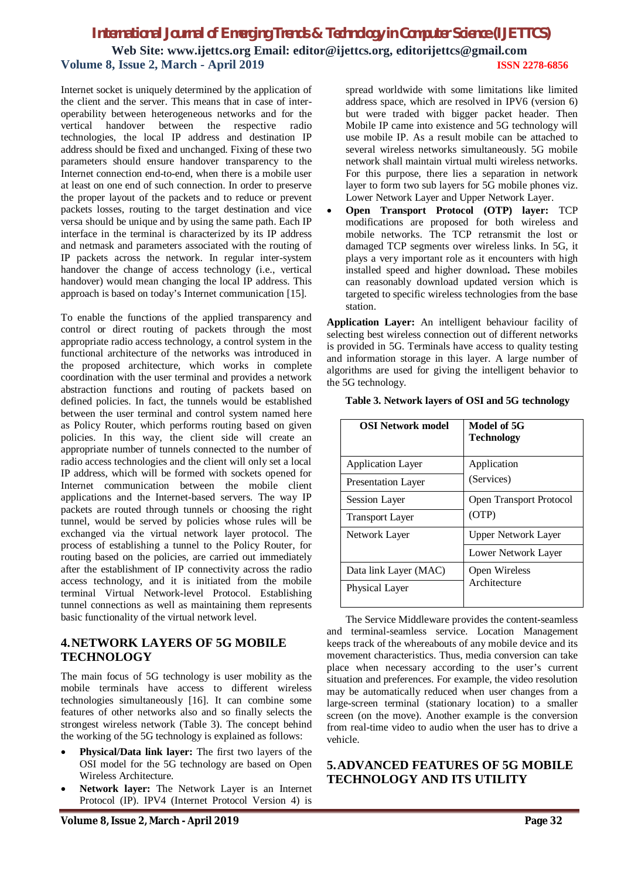Internet socket is uniquely determined by the application of the client and the server. This means that in case of inter-operability between heterogeneous networks and for the vertical handover between the respective radio technologies, the local IP address and destination IP address should be fixed and unchanged. Fixing of these two parameters should ensure handover transparency to the Internet connection end-to-end, when there is a mobile user at least on one end of such connection. In order to preserve the proper layout of the packets and to reduce or prevent packets losses, routing to the target destination and vice versa should be unique and by using the same path. Each IP interface in the terminal is characterized by its IP address and netmask and parameters associated with the routing of IP packets across the network. In regular inter-system handover the change of access technology (i.e., vertical handover) would mean changing the local IP address. This approach is based on today's Internet communication [15].

To enable the functions of the applied transparency and control or direct routing of packets through the most appropriate radio access technology, a control system in the functional architecture of the networks was introduced in the proposed architecture, which works in complete coordination with the user terminal and provides a network abstraction functions and routing of packets based on defined policies. In fact, the tunnels would be established between the user terminal and control system named here as Policy Router, which performs routing based on given policies. In this way, the client side will create an appropriate number of tunnels connected to the number of radio access technologies and the client will only set a local IP address, which will be formed with sockets opened for Internet communication between the mobile client applications and the Internet-based servers. The way IP packets are routed through tunnels or choosing the right tunnel, would be served by policies whose rules will be exchanged via the virtual network layer protocol. The process of establishing a tunnel to the Policy Router, for routing based on the policies, are carried out immediately after the establishment of IP connectivity across the radio access technology, and it is initiated from the mobile terminal Virtual Network-level Protocol. Establishing tunnel connections as well as maintaining them represents basic functionality of the virtual network level.

## 4. NETWORK LAYERS OF 5G MOBILE TECHNOLOGY

The main focus of 5G technology is user mobility as the mobile terminals have access to different wireless technologies simultaneously [16]. It can combine some features of other networks also and so finally selects the strongest wireless network (Table 3). The concept behind the working of the 5G technology is explained as follows:

- **Physical/Data link layer:** The first two layers of the OSI model for the 5G technology are based on Open Wireless Architecture.
- **Network layer:** The Network Layer is an Internet Protocol (IP). IPV4 (Internet Protocol Version 4) is spread worldwide with some limitations like limited address space, which are resolved in IPV6 (version 6) but were traded with bigger packet header. Then Mobile IP came into existence and 5G technology will use mobile IP. As a result mobile can be attached to several wireless networks simultaneously. 5G mobile network shall maintain virtual multi wireless networks. For this purpose, there lies a separation in network layer to form two sub layers for 5G mobile phones viz. Lower Network Layer and Upper Network Layer.
- **Open Transport Protocol (OTP) layer:** TCP modifications are proposed for both wireless and mobile networks. The TCP retransmit the lost or damaged TCP segments over wireless links. In 5G, it plays a very important role as it encounters with high installed speed and higher download**.** These mobiles can reasonably download updated version which is targeted to specific wireless technologies from the base station.

**Application Layer:** An intelligent behaviour facility of selecting best wireless connection out of different networks is provided in 5G. Terminals have access to quality testing and information storage in this layer. A large number of algorithms are used for giving the intelligent behavior to the 5G technology.

**Table 3. Network layers of OSI and 5G technology**

| OSI Network model | Model of 5G Technology |
|---|---|
| Application Layer | Application (Services) |
| Presentation Layer | |
| Session Layer | Open Transport Protocol (OTP) |
| Transport Layer | |
| Network Layer | Upper Network Layer |
| | Lower Network Layer |
| Data link Layer (MAC) | Open Wireless Architecture |
| Physical Layer | |

The Service Middleware provides the content-seamless and terminal-seamless service. Location Management keeps track of the whereabouts of any mobile device and its movement characteristics. Thus, media conversion can take place when necessary according to the user's current situation and preferences. For example, the video resolution may be automatically reduced when user changes from a large-screen terminal (stationary location) to a smaller screen (on the move). Another example is the conversion from real-time video to audio when the user has to drive a vehicle.

## 5. ADVANCED FEATURES OF 5G MOBILE TECHNOLOGY AND ITS UTILITY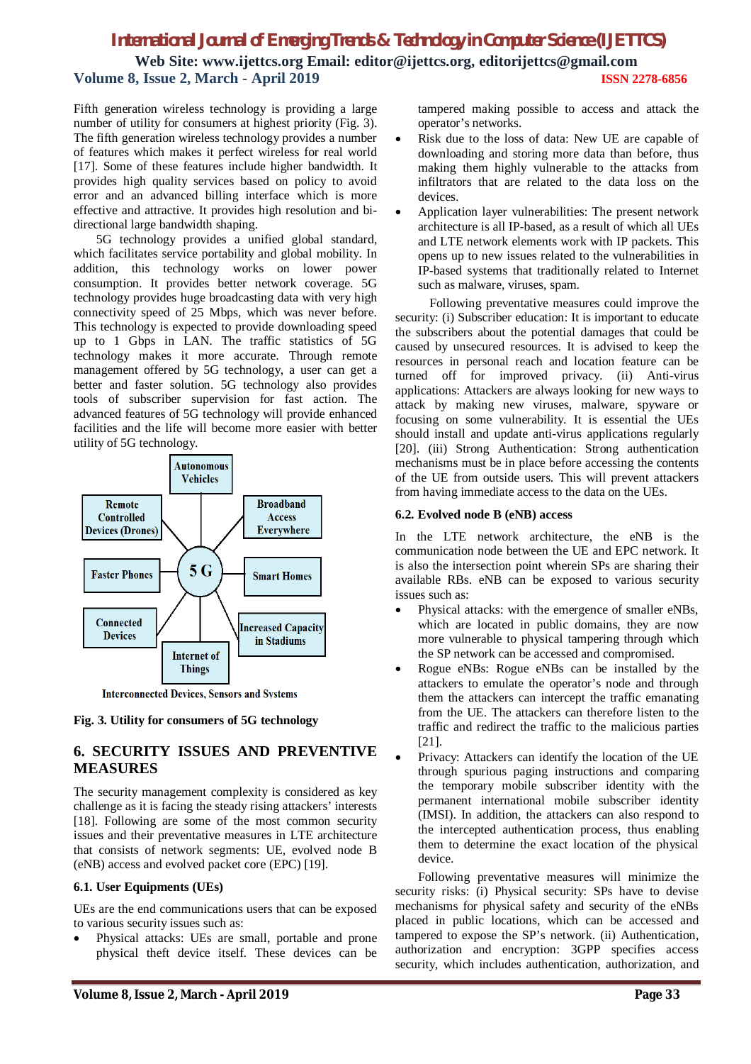Fifth generation wireless technology is providing a large number of utility for consumers at highest priority (Fig. 3). The fifth generation wireless technology provides a number of features which makes it perfect wireless for real world [17]. Some of these features include higher bandwidth. It provides high quality services based on policy to avoid error and an advanced billing interface which is more effective and attractive. It provides high resolution and bi-directional large bandwidth shaping.

5G technology provides a unified global standard, which facilitates service portability and global mobility. In addition, this technology works on lower power consumption. It provides better network coverage. 5G technology provides huge broadcasting data with very high connectivity speed of 25 Mbps, which was never before. This technology is expected to provide downloading speed up to 1 Gbps in LAN. The traffic statistics of 5G technology makes it more accurate. Through remote management offered by 5G technology, a user can get a better and faster solution. 5G technology also provides tools of subscriber supervision for fast action. The advanced features of 5G technology will provide enhanced facilities and the life will become more easier with better utility of 5G technology.

Autonomous Vehicles
Remote Controlled Devices (Drones)
Broadband Access Everywhere
Faster Phones
5 G
Smart Homes
Connected Devices
Increased Capacity in Stadiums
Internet of Things
Interconnected Devices, Sensors and Systems

**Fig. 3. Utility for consumers of 5G technology**

## 6. SECURITY ISSUES AND PREVENTIVE MEASURES

The security management complexity is considered as key challenge as it is facing the steady rising attackers' interests [18]. Following are some of the most common security issues and their preventative measures in LTE architecture that consists of network segments: UE, evolved node B (eNB) access and evolved packet core (EPC) [19].

### 6.1. User Equipments (UEs)

UEs are the end communications users that can be exposed to various security issues such as:

- Physical attacks: UEs are small, portable and prone physical theft device itself. These devices can be tampered making possible to access and attack the operator's networks.
- Risk due to the loss of data: New UE are capable of downloading and storing more data than before, thus making them highly vulnerable to the attacks from infiltrators that are related to the data loss on the devices.
- Application layer vulnerabilities: The present network architecture is all IP-based, as a result of which all UEs and LTE network elements work with IP packets. This opens up to new issues related to the vulnerabilities in IP-based systems that traditionally related to Internet such as malware, viruses, spam.

Following preventative measures could improve the security: (i) Subscriber education: It is important to educate the subscribers about the potential damages that could be caused by unsecured resources. It is advised to keep the resources in personal reach and location feature can be turned off for improved privacy. (ii) Anti-virus applications: Attackers are always looking for new ways to attack by making new viruses, malware, spyware or focusing on some vulnerability. It is essential the UEs should install and update anti-virus applications regularly [20]. (iii) Strong Authentication: Strong authentication mechanisms must be in place before accessing the contents of the UE from outside users. This will prevent attackers from having immediate access to the data on the UEs.

### 6.2. Evolved node B (eNB) access

In the LTE network architecture, the eNB is the communication node between the UE and EPC network. It is also the intersection point wherein SPs are sharing their available RBs. eNB can be exposed to various security issues such as:

- Physical attacks: with the emergence of smaller eNBs, which are located in public domains, they are now more vulnerable to physical tampering through which the SP network can be accessed and compromised.
- Rogue eNBs: Rogue eNBs can be installed by the attackers to emulate the operator's node and through them the attackers can intercept the traffic emanating from the UE. The attackers can therefore listen to the traffic and redirect the traffic to the malicious parties [21].
- Privacy: Attackers can identify the location of the UE through spurious paging instructions and comparing the temporary mobile subscriber identity with the permanent international mobile subscriber identity (IMSI). In addition, the attackers can also respond to the intercepted authentication process, thus enabling them to determine the exact location of the physical device.

Following preventative measures will minimize the security risks: (i) Physical security: SPs have to devise mechanisms for physical safety and security of the eNBs placed in public locations, which can be accessed and tampered to expose the SP's network. (ii) Authentication, authorization and encryption: 3GPP specifies access security, which includes authentication, authorization, and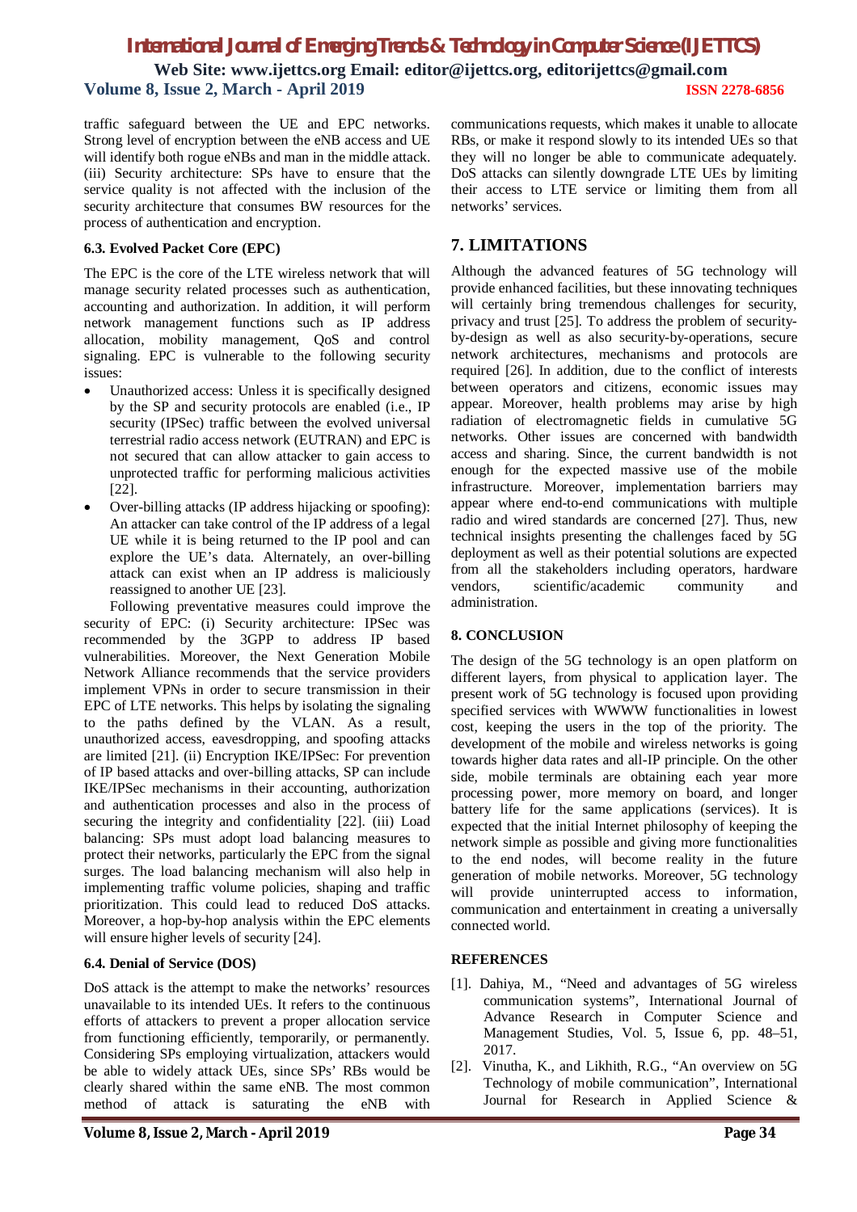traffic safeguard between the UE and EPC networks. Strong level of encryption between the eNB access and UE will identify both rogue eNBs and man in the middle attack. (iii) Security architecture: SPs have to ensure that the service quality is not affected with the inclusion of the security architecture that consumes BW resources for the process of authentication and encryption.

### 6.3. Evolved Packet Core (EPC)

The EPC is the core of the LTE wireless network that will manage security related processes such as authentication, accounting and authorization. In addition, it will perform network management functions such as IP address allocation, mobility management, QoS and control signaling. EPC is vulnerable to the following security issues:

- Unauthorized access: Unless it is specifically designed by the SP and security protocols are enabled (i.e., IP security (IPSec) traffic between the evolved universal terrestrial radio access network (EUTRAN) and EPC is not secured that can allow attacker to gain access to unprotected traffic for performing malicious activities [22].
- Over-billing attacks (IP address hijacking or spoofing): An attacker can take control of the IP address of a legal UE while it is being returned to the IP pool and can explore the UE's data. Alternately, an over-billing attack can exist when an IP address is maliciously reassigned to another UE [23].

Following preventative measures could improve the security of EPC: (i) Security architecture: IPSec was recommended by the 3GPP to address IP based vulnerabilities. Moreover, the Next Generation Mobile Network Alliance recommends that the service providers implement VPNs in order to secure transmission in their EPC of LTE networks. This helps by isolating the signaling to the paths defined by the VLAN. As a result, unauthorized access, eavesdropping, and spoofing attacks are limited [21]. (ii) Encryption IKE/IPSec: For prevention of IP based attacks and over-billing attacks, SP can include IKE/IPSec mechanisms in their accounting, authorization and authentication processes and also in the process of securing the integrity and confidentiality [22]. (iii) Load balancing: SPs must adopt load balancing measures to protect their networks, particularly the EPC from the signal surges. The load balancing mechanism will also help in implementing traffic volume policies, shaping and traffic prioritization. This could lead to reduced DoS attacks. Moreover, a hop-by-hop analysis within the EPC elements will ensure higher levels of security [24].

### 6.4. Denial of Service (DOS)

DoS attack is the attempt to make the networks' resources unavailable to its intended UEs. It refers to the continuous efforts of attackers to prevent a proper allocation service from functioning efficiently, temporarily, or permanently. Considering SPs employing virtualization, attackers would be able to widely attack UEs, since SPs' RBs would be clearly shared within the same eNB. The most common method of attack is saturating the eNB with communications requests, which makes it unable to allocate RBs, or make it respond slowly to its intended UEs so that they will no longer be able to communicate adequately. DoS attacks can silently downgrade LTE UEs by limiting their access to LTE service or limiting them from all networks' services.

## 7. LIMITATIONS

Although the advanced features of 5G technology will provide enhanced facilities, but these innovating techniques will certainly bring tremendous challenges for security, privacy and trust [25]. To address the problem of security-by-design as well as also security-by-operations, secure network architectures, mechanisms and protocols are required [26]. In addition, due to the conflict of interests between operators and citizens, economic issues may appear. Moreover, health problems may arise by high radiation of electromagnetic fields in cumulative 5G networks. Other issues are concerned with bandwidth access and sharing. Since, the current bandwidth is not enough for the expected massive use of the mobile infrastructure. Moreover, implementation barriers may appear where end-to-end communications with multiple radio and wired standards are concerned [27]. Thus, new technical insights presenting the challenges faced by 5G deployment as well as their potential solutions are expected from all the stakeholders including operators, hardware vendors, scientific/academic community and administration.

## 8. CONCLUSION

The design of the 5G technology is an open platform on different layers, from physical to application layer. The present work of 5G technology is focused upon providing specified services with WWWW functionalities in lowest cost, keeping the users in the top of the priority. The development of the mobile and wireless networks is going towards higher data rates and all-IP principle. On the other side, mobile terminals are obtaining each year more processing power, more memory on board, and longer battery life for the same applications (services). It is expected that the initial Internet philosophy of keeping the network simple as possible and giving more functionalities to the end nodes, will become reality in the future generation of mobile networks. Moreover, 5G technology will provide uninterrupted access to information, communication and entertainment in creating a universally connected world.

## REFERENCES

[1]. Dahiya, M., "Need and advantages of 5G wireless communication systems", International Journal of Advance Research in Computer Science and Management Studies, Vol. 5, Issue 6, pp. 48–51, 2017.

[2]. Vinutha, K., and Likhith, R.G., "An overview on 5G Technology of mobile communication", International Journal for Research in Applied Science &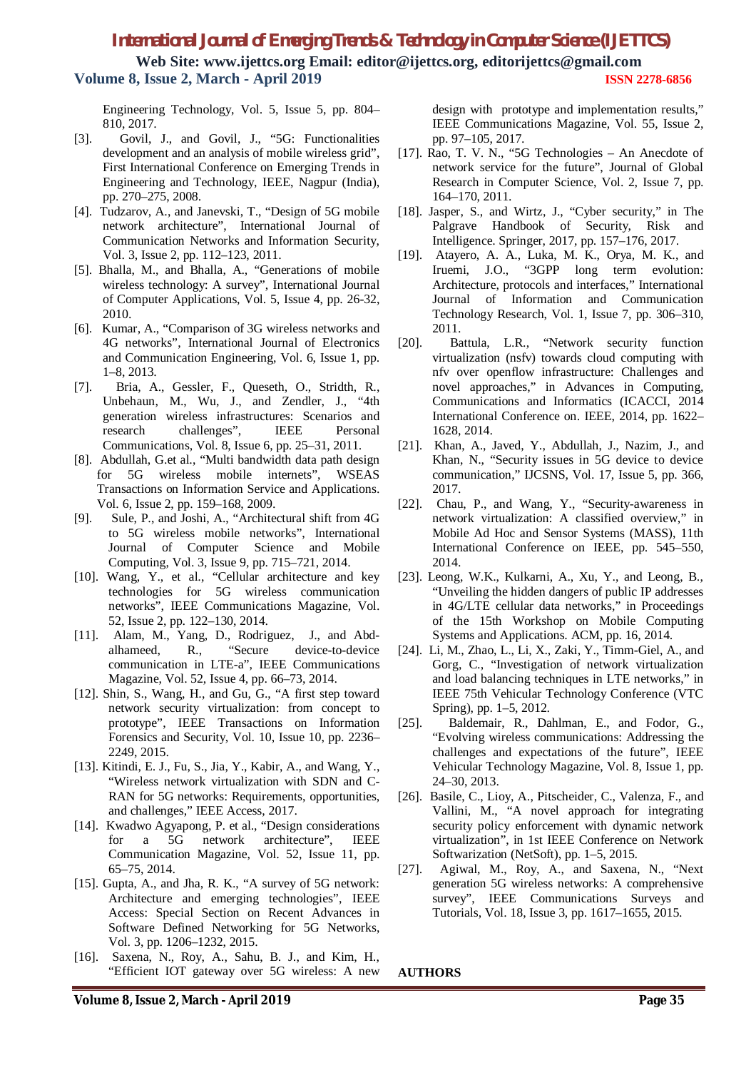Engineering Technology, Vol. 5, Issue 5, pp. 804–810, 2017.

[3]. Govil, J., and Govil, J., "5G: Functionalities development and an analysis of mobile wireless grid", First International Conference on Emerging Trends in Engineering and Technology, IEEE, Nagpur (India), pp. 270–275, 2008.

[4]. Tudzarov, A., and Janevski, T., "Design of 5G mobile network architecture", International Journal of Communication Networks and Information Security, Vol. 3, Issue 2, pp. 112–123, 2011.

[5]. Bhalla, M., and Bhalla, A., "Generations of mobile wireless technology: A survey", International Journal of Computer Applications, Vol. 5, Issue 4, pp. 26-32, 2010.

[6]. Kumar, A., "Comparison of 3G wireless networks and 4G networks", International Journal of Electronics and Communication Engineering, Vol. 6, Issue 1, pp. 1–8, 2013.

[7]. Bria, A., Gessler, F., Queseth, O., Stridth, R., Unbehaun, M., Wu, J., and Zendler, J., "4th generation wireless infrastructures: Scenarios and research challenges", IEEE Personal Communications, Vol. 8, Issue 6, pp. 25–31, 2011.

[8]. Abdullah, G.et al., "Multi bandwidth data path design for 5G wireless mobile internets", WSEAS Transactions on Information Service and Applications. Vol. 6, Issue 2, pp. 159–168, 2009.

[9]. Sule, P., and Joshi, A., "Architectural shift from 4G to 5G wireless mobile networks", International Journal of Computer Science and Mobile Computing, Vol. 3, Issue 9, pp. 715–721, 2014.

[10]. Wang, Y., et al., "Cellular architecture and key technologies for 5G wireless communication networks", IEEE Communications Magazine, Vol. 52, Issue 2, pp. 122–130, 2014.

[11]. Alam, M., Yang, D., Rodriguez, J., and Abd-alhameed, R., "Secure device-to-device communication in LTE-a", IEEE Communications Magazine, Vol. 52, Issue 4, pp. 66–73, 2014.

[12]. Shin, S., Wang, H., and Gu, G., "A first step toward network security virtualization: from concept to prototype", IEEE Transactions on Information Forensics and Security, Vol. 10, Issue 10, pp. 2236–2249, 2015.

[13]. Kitindi, E. J., Fu, S., Jia, Y., Kabir, A., and Wang, Y., "Wireless network virtualization with SDN and C-RAN for 5G networks: Requirements, opportunities, and challenges," IEEE Access, 2017.

[14]. Kwadwo Agyapong, P. et al., "Design considerations for a 5G network architecture", IEEE Communication Magazine, Vol. 52, Issue 11, pp. 65–75, 2014.

[15]. Gupta, A., and Jha, R. K., "A survey of 5G network: Architecture and emerging technologies", IEEE Access: Special Section on Recent Advances in Software Defined Networking for 5G Networks, Vol. 3, pp. 1206–1232, 2015.

[16]. Saxena, N., Roy, A., Sahu, B. J., and Kim, H., "Efficient IOT gateway over 5G wireless: A new design with prototype and implementation results," IEEE Communications Magazine, Vol. 55, Issue 2, pp. 97–105, 2017.

[17]. Rao, T. V. N., "5G Technologies – An Anecdote of network service for the future", Journal of Global Research in Computer Science, Vol. 2, Issue 7, pp. 164–170, 2011.

[18]. Jasper, S., and Wirtz, J., "Cyber security," in The Palgrave Handbook of Security, Risk and Intelligence. Springer, 2017, pp. 157–176, 2017.

[19]. Atayero, A. A., Luka, M. K., Orya, M. K., and Iruemi, J.O., "3GPP long term evolution: Architecture, protocols and interfaces," International Journal of Information and Communication Technology Research, Vol. 1, Issue 7, pp. 306–310, 2011.

[20]. Battula, L.R., "Network security function virtualization (nsfv) towards cloud computing with nfv over openflow infrastructure: Challenges and novel approaches," in Advances in Computing, Communications and Informatics (ICACCI, 2014 International Conference on. IEEE, 2014, pp. 1622–1628, 2014.

[21]. Khan, A., Javed, Y., Abdullah, J., Nazim, J., and Khan, N., "Security issues in 5G device to device communication," IJCSNS, Vol. 17, Issue 5, pp. 366, 2017.

[22]. Chau, P., and Wang, Y., "Security-awareness in network virtualization: A classified overview," in Mobile Ad Hoc and Sensor Systems (MASS), 11th International Conference on IEEE, pp. 545–550, 2014.

[23]. Leong, W.K., Kulkarni, A., Xu, Y., and Leong, B., "Unveiling the hidden dangers of public IP addresses in 4G/LTE cellular data networks," in Proceedings of the 15th Workshop on Mobile Computing Systems and Applications. ACM, pp. 16, 2014.

[24]. Li, M., Zhao, L., Li, X., Zaki, Y., Timm-Giel, A., and Gorg, C., "Investigation of network virtualization and load balancing techniques in LTE networks," in IEEE 75th Vehicular Technology Conference (VTC Spring), pp. 1–5, 2012.

[25]. Baldemair, R., Dahlman, E., and Fodor, G., "Evolving wireless communications: Addressing the challenges and expectations of the future", IEEE Vehicular Technology Magazine, Vol. 8, Issue 1, pp. 24–30, 2013.

[26]. Basile, C., Lioy, A., Pitscheider, C., Valenza, F., and Vallini, M., "A novel approach for integrating security policy enforcement with dynamic network virtualization", in 1st IEEE Conference on Network Softwarization (NetSoft), pp. 1–5, 2015.

[27]. Agiwal, M., Roy, A., and Saxena, N., "Next generation 5G wireless networks: A comprehensive survey", IEEE Communications Surveys and Tutorials, Vol. 18, Issue 3, pp. 1617–1655, 2015.

**AUTHORS**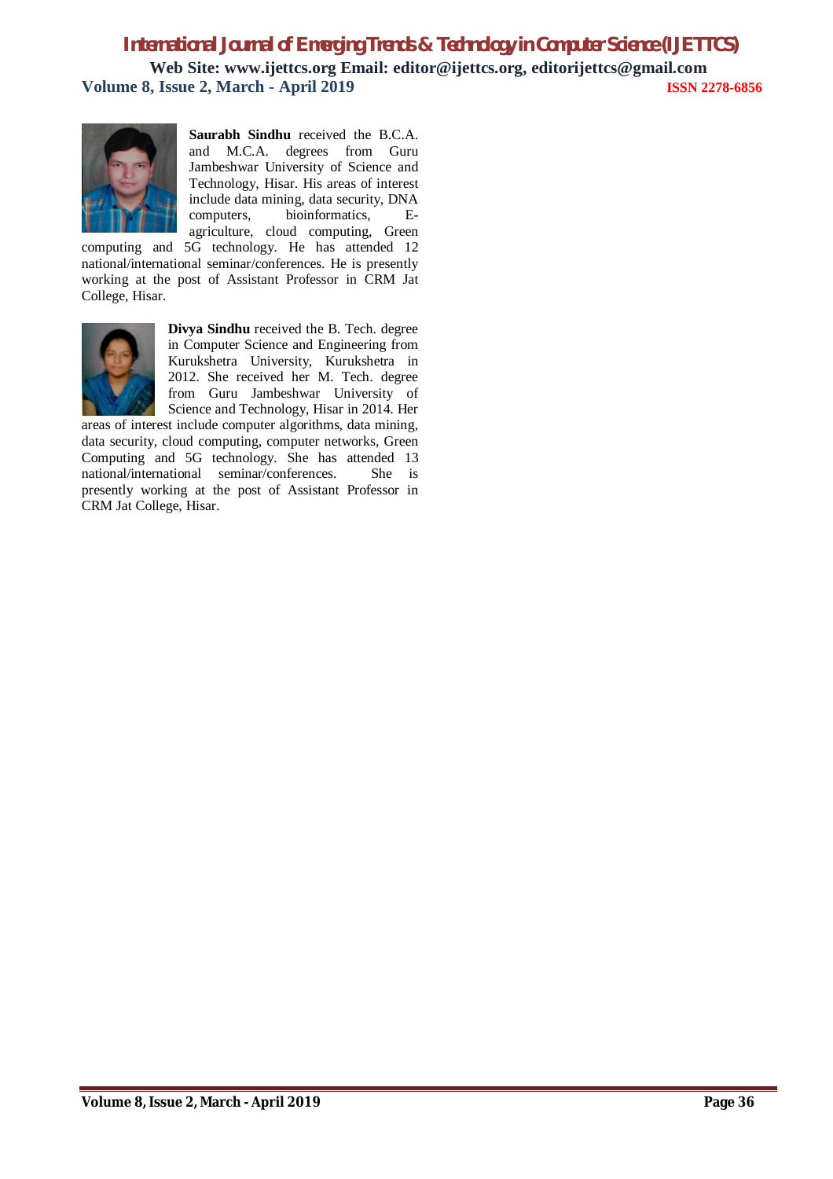**Saurabh Sindhu** received the B.C.A. and M.C.A. degrees from Guru Jambeshwar University of Science and Technology, Hisar. His areas of interest include data mining, data security, DNA computers, bioinformatics, E-agriculture, cloud computing, Green computing and 5G technology. He has attended 12 national/international seminar/conferences. He is presently working at the post of Assistant Professor in CRM Jat College, Hisar.

**Divya Sindhu** received the B. Tech. degree in Computer Science and Engineering from Kurukshetra University, Kurukshetra in 2012. She received her M. Tech. degree from Guru Jambeshwar University of Science and Technology, Hisar in 2014. Her areas of interest include computer algorithms, data mining, data security, cloud computing, computer networks, Green Computing and 5G technology. She has attended 13 national/international seminar/conferences. She is presently working at the post of Assistant Professor in CRM Jat College, Hisar.